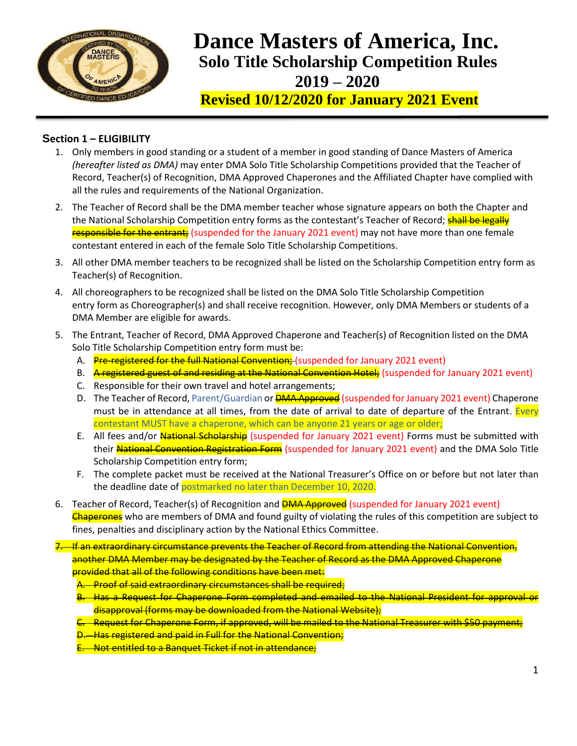# Dance Masters of America, Inc.

## Solo Title Scholarship Competition Rules

## 2019 – 2020

## Revised 10/12/2020 for January 2021 Event

### Section 1 – ELIGIBILITY

1. Only members in good standing or a student of a member in good standing of Dance Masters of America *(hereafter listed as DMA)* may enter DMA Solo Title Scholarship Competitions provided that the Teacher of Record, Teacher(s) of Recognition, DMA Approved Chaperones and the Affiliated Chapter have complied with all the rules and requirements of the National Organization.

2. The Teacher of Record shall be the DMA member teacher whose signature appears on both the Chapter and the National Scholarship Competition entry forms as the contestant's Teacher of Record; ~~shall be legally responsible for the entrant;~~ (suspended for the January 2021 event) may not have more than one female contestant entered in each of the female Solo Title Scholarship Competitions.

3. All other DMA member teachers to be recognized shall be listed on the Scholarship Competition entry form as Teacher(s) of Recognition.

4. All choreographers to be recognized shall be listed on the DMA Solo Title Scholarship Competition entry form as Choreographer(s) and shall receive recognition. However, only DMA Members or students of a DMA Member are eligible for awards.

5. The Entrant, Teacher of Record, DMA Approved Chaperone and Teacher(s) of Recognition listed on the DMA Solo Title Scholarship Competition entry form must be:
   A. ~~Pre-registered for the full National Convention;~~ (suspended for January 2021 event)
   B. ~~A registered guest of and residing at the National Convention Hotel;~~ (suspended for January 2021 event)
   C. Responsible for their own travel and hotel arrangements;
   D. The Teacher of Record, Parent/Guardian or ~~DMA Approved~~ (suspended for January 2021 event) Chaperone must be in attendance at all times, from the date of arrival to date of departure of the Entrant. Every contestant MUST have a chaperone, which can be anyone 21 years or age or older;
   E. All fees and/or ~~National Scholarship~~ (suspended for January 2021 event) Forms must be submitted with their ~~National Convention Registration Form~~ (suspended for January 2021 event) and the DMA Solo Title Scholarship Competition entry form;
   F. The complete packet must be received at the National Treasurer's Office on or before but not later than the deadline date of postmarked no later than December 10, 2020.

6. Teacher of Record, Teacher(s) of Recognition and ~~DMA Approved~~ (suspended for January 2021 event) ~~Chaperones~~ who are members of DMA and found guilty of violating the rules of this competition are subject to fines, penalties and disciplinary action by the National Ethics Committee.

7. ~~If an extraordinary circumstance prevents the Teacher of Record from attending the National Convention, another DMA Member may be designated by the Teacher of Record as the DMA Approved Chaperone provided that all of the following conditions have been met:~~
   A. ~~Proof of said extraordinary circumstances shall be required;~~
   B. ~~Has a Request for Chaperone Form completed and emailed to the National President for approval or disapproval (forms may be downloaded from the National Website);~~
   C. ~~Request for Chaperone Form, if approved, will be mailed to the National Treasurer with $50 payment;~~
   D. ~~Has registered and paid in Full for the National Convention;~~
   E. ~~Not entitled to a Banquet Ticket if not in attendance;~~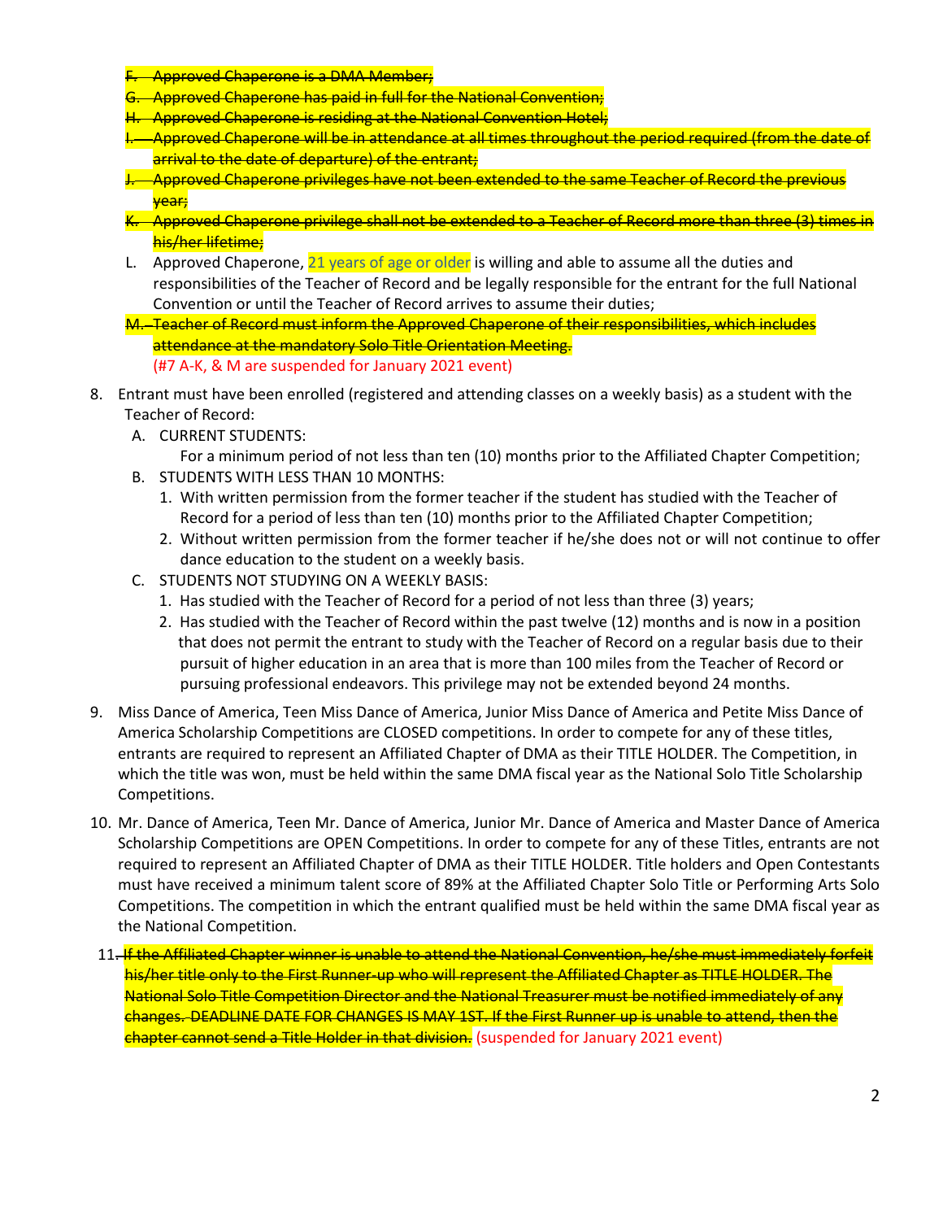F. ~~Approved Chaperone is a DMA Member;~~
G. ~~Approved Chaperone has paid in full for the National Convention;~~
H. ~~Approved Chaperone is residing at the National Convention Hotel;~~
I. ~~Approved Chaperone will be in attendance at all times throughout the period required (from the date of arrival to the date of departure) of the entrant;~~
J. ~~Approved Chaperone privileges have not been extended to the same Teacher of Record the previous year;~~
K. ~~Approved Chaperone privilege shall not be extended to a Teacher of Record more than three (3) times in his/her lifetime;~~
L. Approved Chaperone, 21 years of age or older is willing and able to assume all the duties and responsibilities of the Teacher of Record and be legally responsible for the entrant for the full National Convention or until the Teacher of Record arrives to assume their duties;
M. ~~Teacher of Record must inform the Approved Chaperone of their responsibilities, which includes attendance at the mandatory Solo Title Orientation Meeting.~~
   (#7 A-K, & M are suspended for January 2021 event)

8. Entrant must have been enrolled (registered and attending classes on a weekly basis) as a student with the Teacher of Record:
   A. CURRENT STUDENTS:
      For a minimum period of not less than ten (10) months prior to the Affiliated Chapter Competition;
   B. STUDENTS WITH LESS THAN 10 MONTHS:
      1. With written permission from the former teacher if the student has studied with the Teacher of Record for a period of less than ten (10) months prior to the Affiliated Chapter Competition;
      2. Without written permission from the former teacher if he/she does not or will not continue to offer dance education to the student on a weekly basis.
   C. STUDENTS NOT STUDYING ON A WEEKLY BASIS:
      1. Has studied with the Teacher of Record for a period of not less than three (3) years;
      2. Has studied with the Teacher of Record within the past twelve (12) months and is now in a position that does not permit the entrant to study with the Teacher of Record on a regular basis due to their pursuit of higher education in an area that is more than 100 miles from the Teacher of Record or pursuing professional endeavors. This privilege may not be extended beyond 24 months.

9. Miss Dance of America, Teen Miss Dance of America, Junior Miss Dance of America and Petite Miss Dance of America Scholarship Competitions are CLOSED competitions. In order to compete for any of these titles, entrants are required to represent an Affiliated Chapter of DMA as their TITLE HOLDER. The Competition, in which the title was won, must be held within the same DMA fiscal year as the National Solo Title Scholarship Competitions.

10. Mr. Dance of America, Teen Mr. Dance of America, Junior Mr. Dance of America and Master Dance of America Scholarship Competitions are OPEN Competitions. In order to compete for any of these Titles, entrants are not required to represent an Affiliated Chapter of DMA as their TITLE HOLDER. Title holders and Open Contestants must have received a minimum talent score of 89% at the Affiliated Chapter Solo Title or Performing Arts Solo Competitions. The competition in which the entrant qualified must be held within the same DMA fiscal year as the National Competition.

11. ~~If the Affiliated Chapter winner is unable to attend the National Convention, he/she must immediately forfeit his/her title only to the First Runner-up who will represent the Affiliated Chapter as TITLE HOLDER. The National Solo Title Competition Director and the National Treasurer must be notified immediately of any changes. DEADLINE DATE FOR CHANGES IS MAY 1ST. If the First Runner up is unable to attend, then the chapter cannot send a Title Holder in that division.~~ (suspended for January 2021 event)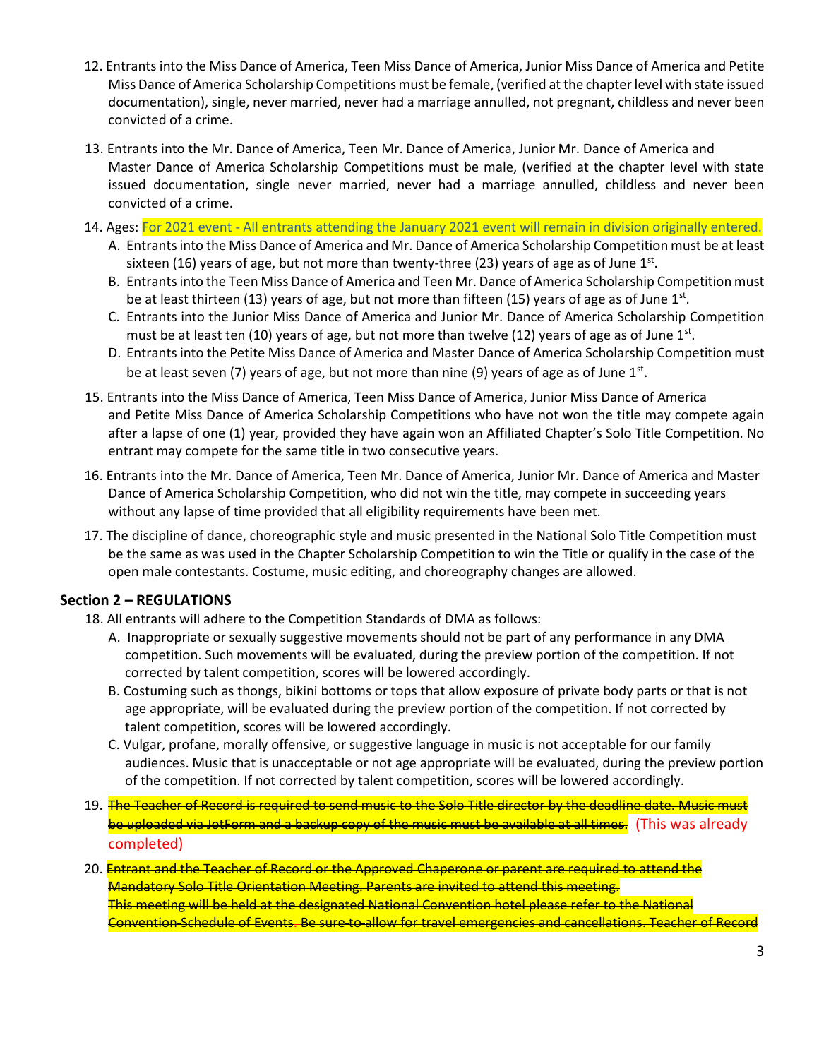12. Entrants into the Miss Dance of America, Teen Miss Dance of America, Junior Miss Dance of America and Petite Miss Dance of America Scholarship Competitions must be female, (verified at the chapter level with state issued documentation), single, never married, never had a marriage annulled, not pregnant, childless and never been convicted of a crime.

13. Entrants into the Mr. Dance of America, Teen Mr. Dance of America, Junior Mr. Dance of America and Master Dance of America Scholarship Competitions must be male, (verified at the chapter level with state issued documentation, single never married, never had a marriage annulled, childless and never been convicted of a crime.

14. Ages: For 2021 event - All entrants attending the January 2021 event will remain in division originally entered.
    A. Entrants into the Miss Dance of America and Mr. Dance of America Scholarship Competition must be at least sixteen (16) years of age, but not more than twenty-three (23) years of age as of June 1st.
    B. Entrants into the Teen Miss Dance of America and Teen Mr. Dance of America Scholarship Competition must be at least thirteen (13) years of age, but not more than fifteen (15) years of age as of June 1st.
    C. Entrants into the Junior Miss Dance of America and Junior Mr. Dance of America Scholarship Competition must be at least ten (10) years of age, but not more than twelve (12) years of age as of June 1st.
    D. Entrants into the Petite Miss Dance of America and Master Dance of America Scholarship Competition must be at least seven (7) years of age, but not more than nine (9) years of age as of June 1st.

15. Entrants into the Miss Dance of America, Teen Miss Dance of America, Junior Miss Dance of America and Petite Miss Dance of America Scholarship Competitions who have not won the title may compete again after a lapse of one (1) year, provided they have again won an Affiliated Chapter's Solo Title Competition. No entrant may compete for the same title in two consecutive years.

16. Entrants into the Mr. Dance of America, Teen Mr. Dance of America, Junior Mr. Dance of America and Master Dance of America Scholarship Competition, who did not win the title, may compete in succeeding years without any lapse of time provided that all eligibility requirements have been met.

17. The discipline of dance, choreographic style and music presented in the National Solo Title Competition must be the same as was used in the Chapter Scholarship Competition to win the Title or qualify in the case of the open male contestants. Costume, music editing, and choreography changes are allowed.

## Section 2 – REGULATIONS

18. All entrants will adhere to the Competition Standards of DMA as follows:
    A. Inappropriate or sexually suggestive movements should not be part of any performance in any DMA competition. Such movements will be evaluated, during the preview portion of the competition. If not corrected by talent competition, scores will be lowered accordingly.
    B. Costuming such as thongs, bikini bottoms or tops that allow exposure of private body parts or that is not age appropriate, will be evaluated during the preview portion of the competition. If not corrected by talent competition, scores will be lowered accordingly.
    C. Vulgar, profane, morally offensive, or suggestive language in music is not acceptable for our family audiences. Music that is unacceptable or not age appropriate will be evaluated, during the preview portion of the competition. If not corrected by talent competition, scores will be lowered accordingly.

19. ~~The Teacher of Record is required to send music to the Solo Title director by the deadline date. Music must be uploaded via JotForm and a backup copy of the music must be available at all times.~~ (This was already completed)

20. ~~Entrant and the Teacher of Record or the Approved Chaperone or parent are required to attend the Mandatory Solo Title Orientation Meeting. Parents are invited to attend this meeting.~~
~~This meeting will be held at the designated National Convention hotel please refer to the National Convention Schedule of Events. Be sure to allow for travel emergencies and cancellations. Teacher of Record~~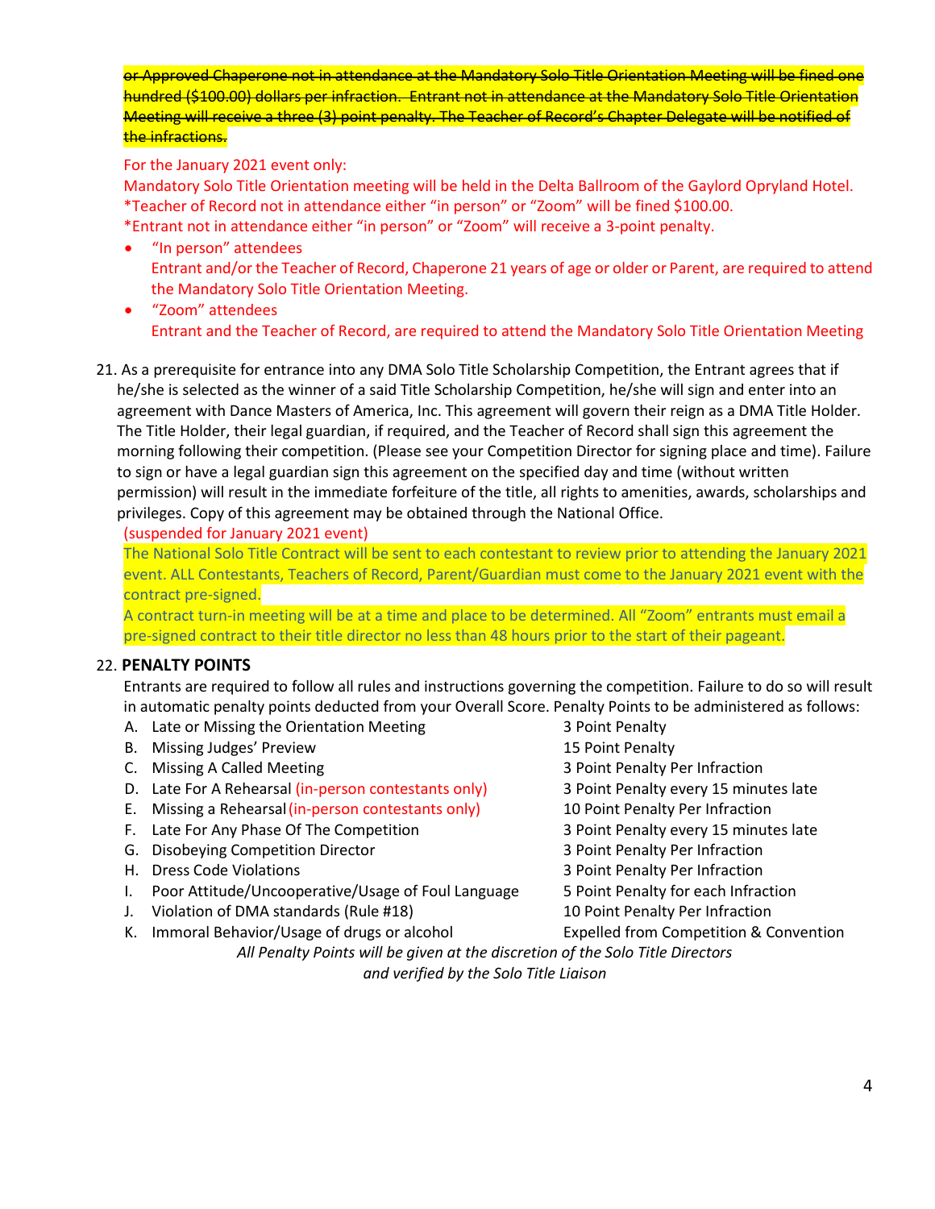~~or Approved Chaperone not in attendance at the Mandatory Solo Title Orientation Meeting will be fined one hundred ($100.00) dollars per infraction. Entrant not in attendance at the Mandatory Solo Title Orientation Meeting will receive a three (3) point penalty. The Teacher of Record's Chapter Delegate will be notified of the infractions.~~

For the January 2021 event only:
Mandatory Solo Title Orientation meeting will be held in the Delta Ballroom of the Gaylord Opryland Hotel.
*Teacher of Record not in attendance either "in person" or "Zoom" will be fined $100.00.
*Entrant not in attendance either "in person" or "Zoom" will receive a 3-point penalty.

- "In person" attendees
  Entrant and/or the Teacher of Record, Chaperone 21 years of age or older or Parent, are required to attend the Mandatory Solo Title Orientation Meeting.
- "Zoom" attendees
  Entrant and the Teacher of Record, are required to attend the Mandatory Solo Title Orientation Meeting

21. As a prerequisite for entrance into any DMA Solo Title Scholarship Competition, the Entrant agrees that if he/she is selected as the winner of a said Title Scholarship Competition, he/she will sign and enter into an agreement with Dance Masters of America, Inc. This agreement will govern their reign as a DMA Title Holder. The Title Holder, their legal guardian, if required, and the Teacher of Record shall sign this agreement the morning following their competition. (Please see your Competition Director for signing place and time). Failure to sign or have a legal guardian sign this agreement on the specified day and time (without written permission) will result in the immediate forfeiture of the title, all rights to amenities, awards, scholarships and privileges. Copy of this agreement may be obtained through the National Office.
    (suspended for January 2021 event)
    The National Solo Title Contract will be sent to each contestant to review prior to attending the January 2021 event. ALL Contestants, Teachers of Record, Parent/Guardian must come to the January 2021 event with the contract pre-signed.
    A contract turn-in meeting will be at a time and place to be determined. All "Zoom" entrants must email a pre-signed contract to their title director no less than 48 hours prior to the start of their pageant.

22. **PENALTY POINTS**
    Entrants are required to follow all rules and instructions governing the competition. Failure to do so will result in automatic penalty points deducted from your Overall Score. Penalty Points to be administered as follows:

| | Infraction | Penalty |
|---|---|---|
| A. | Late or Missing the Orientation Meeting | 3 Point Penalty |
| B. | Missing Judges' Preview | 15 Point Penalty |
| C. | Missing A Called Meeting | 3 Point Penalty Per Infraction |
| D. | Late For A Rehearsal (in-person contestants only) | 3 Point Penalty every 15 minutes late |
| E. | Missing a Rehearsal (in-person contestants only) | 10 Point Penalty Per Infraction |
| F. | Late For Any Phase Of The Competition | 3 Point Penalty every 15 minutes late |
| G. | Disobeying Competition Director | 3 Point Penalty Per Infraction |
| H. | Dress Code Violations | 3 Point Penalty Per Infraction |
| I. | Poor Attitude/Uncooperative/Usage of Foul Language | 5 Point Penalty for each Infraction |
| J. | Violation of DMA standards (Rule #18) | 10 Point Penalty Per Infraction |
| K. | Immoral Behavior/Usage of drugs or alcohol | Expelled from Competition & Convention |

*All Penalty Points will be given at the discretion of the Solo Title Directors and verified by the Solo Title Liaison*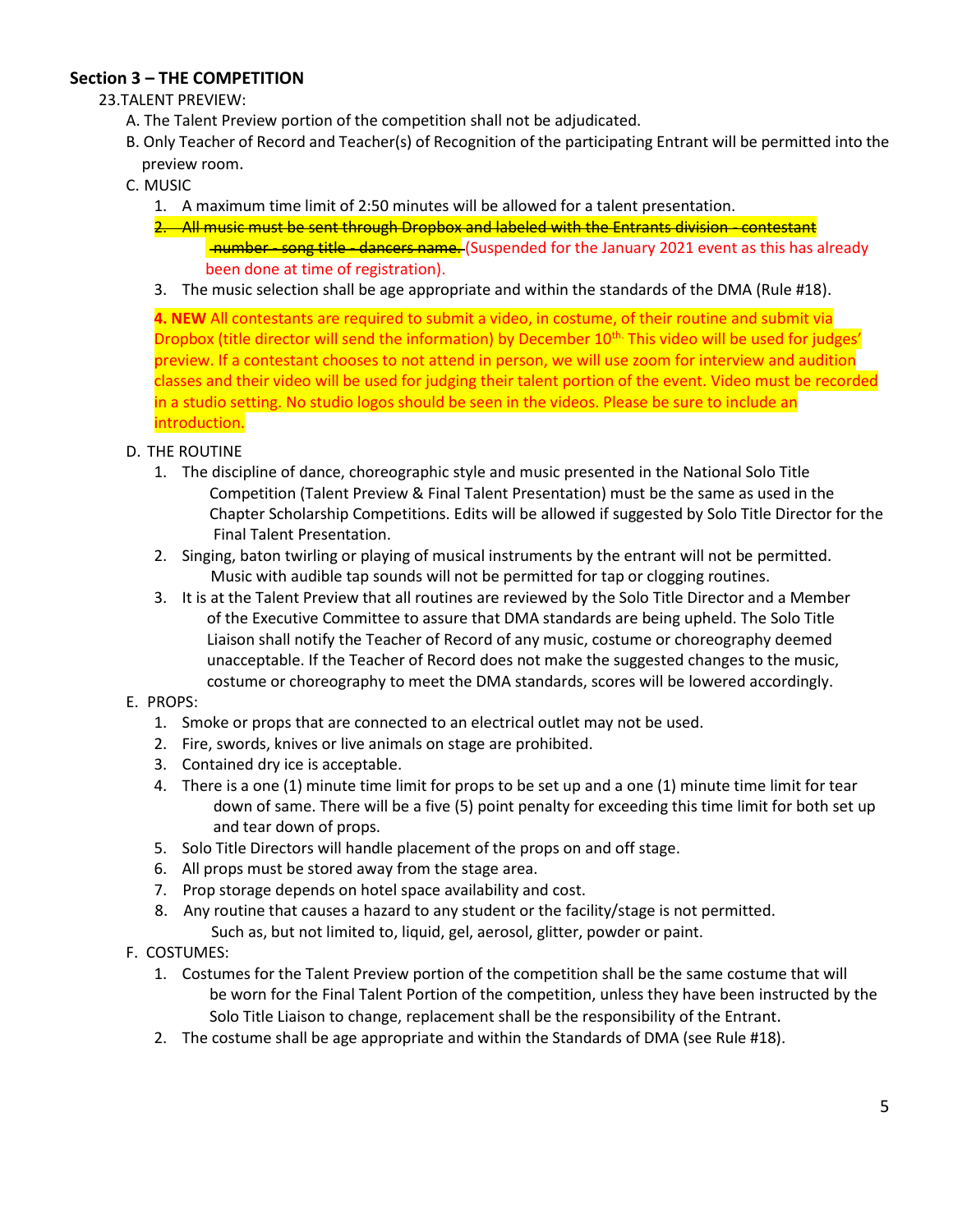## Section 3 – THE COMPETITION

23. TALENT PREVIEW:

A. The Talent Preview portion of the competition shall not be adjudicated.

B. Only Teacher of Record and Teacher(s) of Recognition of the participating Entrant will be permitted into the preview room.

C. MUSIC

1. A maximum time limit of 2:50 minutes will be allowed for a talent presentation.
2. ~~All music must be sent through Dropbox and labeled with the Entrants division - contestant number - song title - dancers name.~~ (Suspended for the January 2021 event as this has already been done at time of registration).
3. The music selection shall be age appropriate and within the standards of the DMA (Rule #18).

**4. NEW** All contestants are required to submit a video, in costume, of their routine and submit via Dropbox (title director will send the information) by December 10th. This video will be used for judges' preview. If a contestant chooses to not attend in person, we will use zoom for interview and audition classes and their video will be used for judging their talent portion of the event. Video must be recorded in a studio setting. No studio logos should be seen in the videos. Please be sure to include an introduction.

D. THE ROUTINE

1. The discipline of dance, choreographic style and music presented in the National Solo Title Competition (Talent Preview & Final Talent Presentation) must be the same as used in the Chapter Scholarship Competitions. Edits will be allowed if suggested by Solo Title Director for the Final Talent Presentation.
2. Singing, baton twirling or playing of musical instruments by the entrant will not be permitted. Music with audible tap sounds will not be permitted for tap or clogging routines.
3. It is at the Talent Preview that all routines are reviewed by the Solo Title Director and a Member of the Executive Committee to assure that DMA standards are being upheld. The Solo Title Liaison shall notify the Teacher of Record of any music, costume or choreography deemed unacceptable. If the Teacher of Record does not make the suggested changes to the music, costume or choreography to meet the DMA standards, scores will be lowered accordingly.

E. PROPS:

1. Smoke or props that are connected to an electrical outlet may not be used.
2. Fire, swords, knives or live animals on stage are prohibited.
3. Contained dry ice is acceptable.
4. There is a one (1) minute time limit for props to be set up and a one (1) minute time limit for tear down of same. There will be a five (5) point penalty for exceeding this time limit for both set up and tear down of props.
5. Solo Title Directors will handle placement of the props on and off stage.
6. All props must be stored away from the stage area.
7. Prop storage depends on hotel space availability and cost.
8. Any routine that causes a hazard to any student or the facility/stage is not permitted. Such as, but not limited to, liquid, gel, aerosol, glitter, powder or paint.

F. COSTUMES:

1. Costumes for the Talent Preview portion of the competition shall be the same costume that will be worn for the Final Talent Portion of the competition, unless they have been instructed by the Solo Title Liaison to change, replacement shall be the responsibility of the Entrant.
2. The costume shall be age appropriate and within the Standards of DMA (see Rule #18).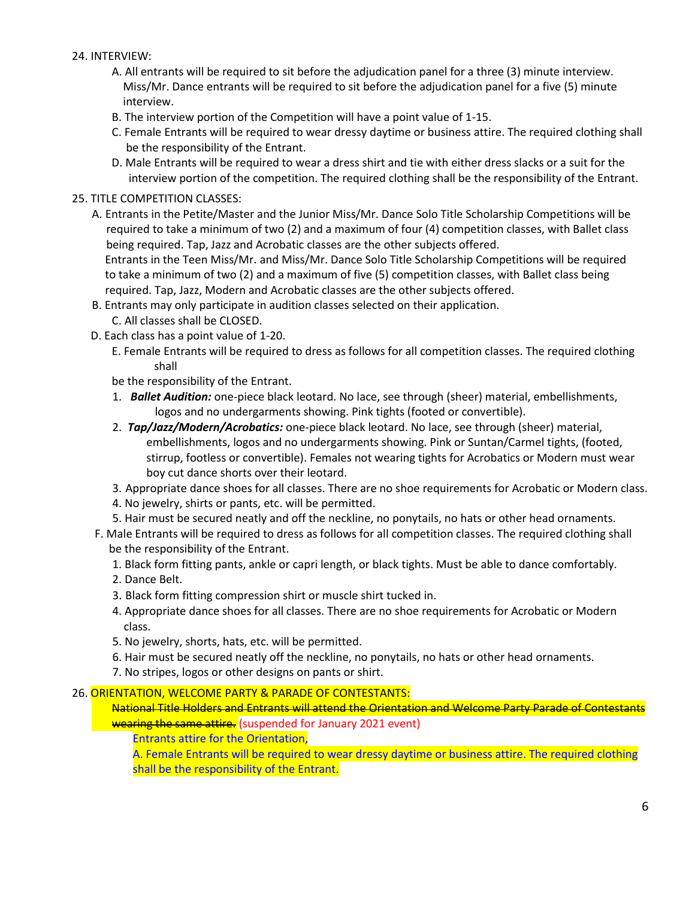24. INTERVIEW:

   A. All entrants will be required to sit before the adjudication panel for a three (3) minute interview. Miss/Mr. Dance entrants will be required to sit before the adjudication panel for a five (5) minute interview.
   B. The interview portion of the Competition will have a point value of 1-15.
   C. Female Entrants will be required to wear dressy daytime or business attire. The required clothing shall be the responsibility of the Entrant.
   D. Male Entrants will be required to wear a dress shirt and tie with either dress slacks or a suit for the interview portion of the competition. The required clothing shall be the responsibility of the Entrant.

25. TITLE COMPETITION CLASSES:

   A. Entrants in the Petite/Master and the Junior Miss/Mr. Dance Solo Title Scholarship Competitions will be required to take a minimum of two (2) and a maximum of four (4) competition classes, with Ballet class being required. Tap, Jazz and Acrobatic classes are the other subjects offered.
   Entrants in the Teen Miss/Mr. and Miss/Mr. Dance Solo Title Scholarship Competitions will be required to take a minimum of two (2) and a maximum of five (5) competition classes, with Ballet class being required. Tap, Jazz, Modern and Acrobatic classes are the other subjects offered.
   B. Entrants may only participate in audition classes selected on their application.
   C. All classes shall be CLOSED.
   D. Each class has a point value of 1-20.
   E. Female Entrants will be required to dress as follows for all competition classes. The required clothing shall be the responsibility of the Entrant.
      1. ***Ballet Audition:*** one-piece black leotard. No lace, see through (sheer) material, embellishments, logos and no undergarments showing. Pink tights (footed or convertible).
      2. ***Tap/Jazz/Modern/Acrobatics:*** one-piece black leotard. No lace, see through (sheer) material, embellishments, logos and no undergarments showing. Pink or Suntan/Carmel tights, (footed, stirrup, footless or convertible). Females not wearing tights for Acrobatics or Modern must wear boy cut dance shorts over their leotard.
      3. Appropriate dance shoes for all classes. There are no shoe requirements for Acrobatic or Modern class.
      4. No jewelry, shirts or pants, etc. will be permitted.
      5. Hair must be secured neatly and off the neckline, no ponytails, no hats or other head ornaments.
   F. Male Entrants will be required to dress as follows for all competition classes. The required clothing shall be the responsibility of the Entrant.
      1. Black form fitting pants, ankle or capri length, or black tights. Must be able to dance comfortably.
      2. Dance Belt.
      3. Black form fitting compression shirt or muscle shirt tucked in.
      4. Appropriate dance shoes for all classes. There are no shoe requirements for Acrobatic or Modern class.
      5. No jewelry, shorts, hats, etc. will be permitted.
      6. Hair must be secured neatly off the neckline, no ponytails, no hats or other head ornaments.
      7. No stripes, logos or other designs on pants or shirt.

26. ORIENTATION, WELCOME PARTY & PARADE OF CONTESTANTS:

   ~~National Title Holders and Entrants will attend the Orientation and Welcome Party Parade of Contestants wearing the same attire.~~ (suspended for January 2021 event)

   Entrants attire for the Orientation,

   A. Female Entrants will be required to wear dressy daytime or business attire. The required clothing shall be the responsibility of the Entrant.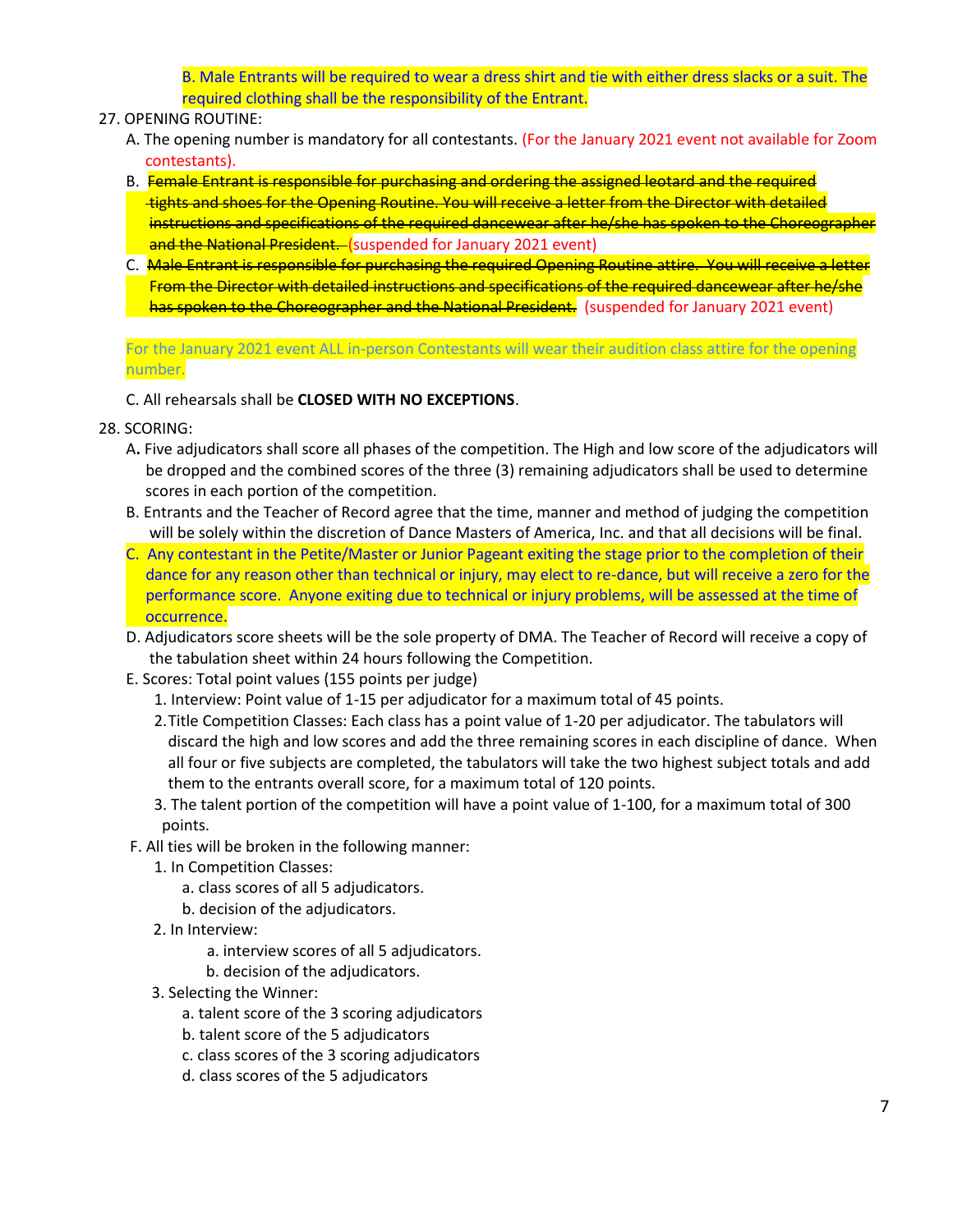B. Male Entrants will be required to wear a dress shirt and tie with either dress slacks or a suit. The required clothing shall be the responsibility of the Entrant.

27. OPENING ROUTINE:
    A. The opening number is mandatory for all contestants. (For the January 2021 event not available for Zoom contestants).
    B. ~~Female Entrant is responsible for purchasing and ordering the assigned leotard and the required tights and shoes for the Opening Routine. You will receive a letter from the Director with detailed instructions and specifications of the required dancewear after he/she has spoken to the Choreographer and the National President.~~ (suspended for January 2021 event)
    C. ~~Male Entrant is responsible for purchasing the required Opening Routine attire. You will receive a letter From the Director with detailed instructions and specifications of the required dancewear after he/she has spoken to the Choreographer and the National President.~~ (suspended for January 2021 event)

    For the January 2021 event ALL in-person Contestants will wear their audition class attire for the opening number.

    C. All rehearsals shall be **CLOSED WITH NO EXCEPTIONS**.

28. SCORING:
    A**.** Five adjudicators shall score all phases of the competition. The High and low score of the adjudicators will be dropped and the combined scores of the three (3) remaining adjudicators shall be used to determine scores in each portion of the competition.
    B. Entrants and the Teacher of Record agree that the time, manner and method of judging the competition will be solely within the discretion of Dance Masters of America, Inc. and that all decisions will be final.
    C. Any contestant in the Petite/Master or Junior Pageant exiting the stage prior to the completion of their dance for any reason other than technical or injury, may elect to re-dance, but will receive a zero for the performance score. Anyone exiting due to technical or injury problems, will be assessed at the time of occurrence.
    D. Adjudicators score sheets will be the sole property of DMA. The Teacher of Record will receive a copy of the tabulation sheet within 24 hours following the Competition.
    E. Scores: Total point values (155 points per judge)
        1. Interview: Point value of 1-15 per adjudicator for a maximum total of 45 points.
        2. Title Competition Classes: Each class has a point value of 1-20 per adjudicator. The tabulators will discard the high and low scores and add the three remaining scores in each discipline of dance. When all four or five subjects are completed, the tabulators will take the two highest subject totals and add them to the entrants overall score, for a maximum total of 120 points.
        3. The talent portion of the competition will have a point value of 1-100, for a maximum total of 300 points.
    F. All ties will be broken in the following manner:
        1. In Competition Classes:
            a. class scores of all 5 adjudicators.
            b. decision of the adjudicators.
        2. In Interview:
            a. interview scores of all 5 adjudicators.
            b. decision of the adjudicators.
        3. Selecting the Winner:
            a. talent score of the 3 scoring adjudicators
            b. talent score of the 5 adjudicators
            c. class scores of the 3 scoring adjudicators
            d. class scores of the 5 adjudicators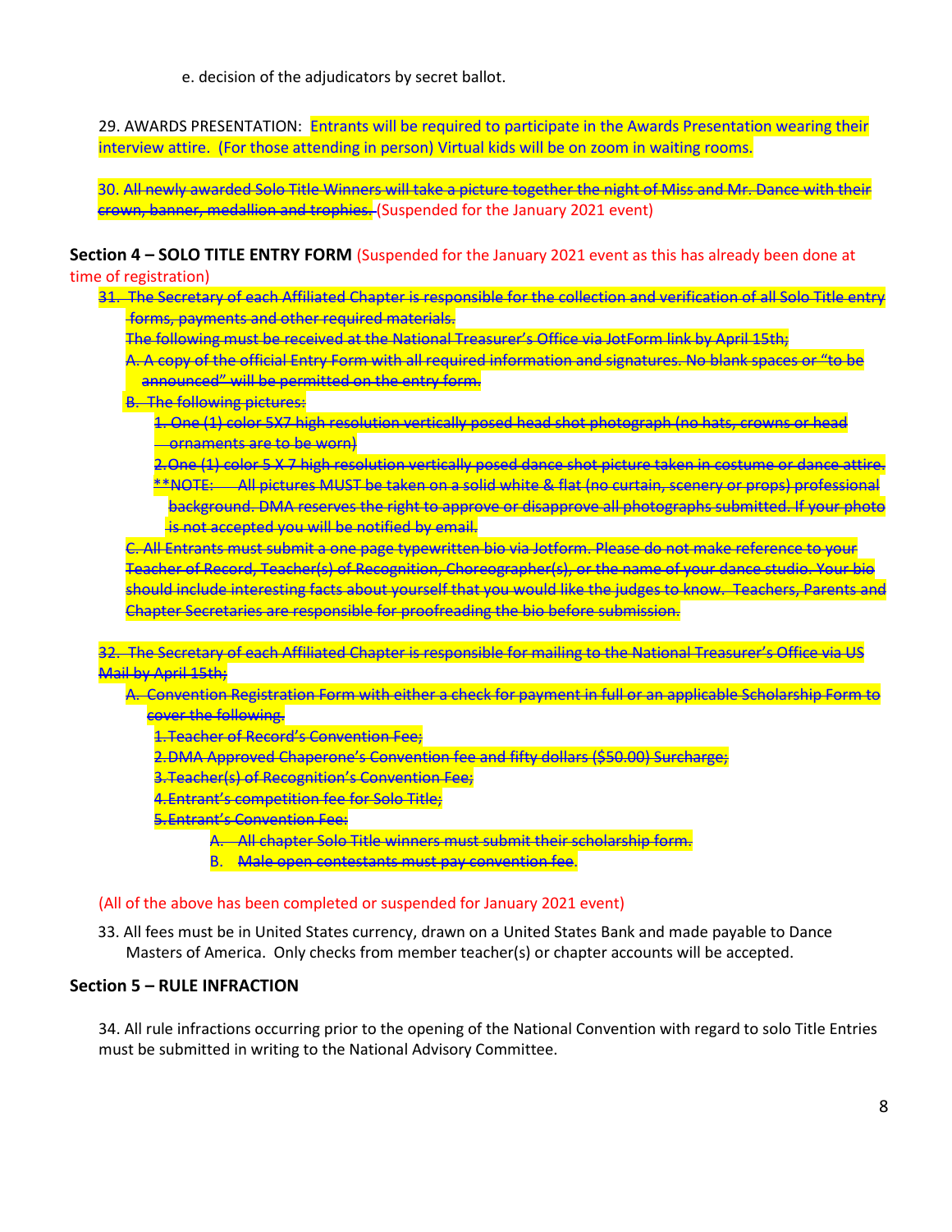e. decision of the adjudicators by secret ballot.

29. AWARDS PRESENTATION: Entrants will be required to participate in the Awards Presentation wearing their interview attire. (For those attending in person) Virtual kids will be on zoom in waiting rooms.

30. ~~All newly awarded Solo Title Winners will take a picture together the night of Miss and Mr. Dance with their crown, banner, medallion and trophies.~~ (Suspended for the January 2021 event)

**Section 4 – SOLO TITLE ENTRY FORM** (Suspended for the January 2021 event as this has already been done at time of registration)

31. ~~The Secretary of each Affiliated Chapter is responsible for the collection and verification of all Solo Title entry forms, payments and other required materials.~~

~~The following must be received at the National Treasurer's Office via JotForm link by April 15th;~~

~~A. A copy of the official Entry Form with all required information and signatures. No blank spaces or "to be announced" will be permitted on the entry form.~~

~~B. The following pictures:~~

~~1. One (1) color 5X7 high resolution vertically posed head shot photograph (no hats, crowns or head ornaments are to be worn)~~

~~2. One (1) color 5 X 7 high resolution vertically posed dance shot picture taken in costume or dance attire.~~

~~**NOTE: All pictures MUST be taken on a solid white & flat (no curtain, scenery or props) professional background. DMA reserves the right to approve or disapprove all photographs submitted. If your photo is not accepted you will be notified by email.~~

~~C. All Entrants must submit a one page typewritten bio via Jotform. Please do not make reference to your Teacher of Record, Teacher(s) of Recognition, Choreographer(s), or the name of your dance studio. Your bio should include interesting facts about yourself that you would like the judges to know. Teachers, Parents and Chapter Secretaries are responsible for proofreading the bio before submission.~~

32. ~~The Secretary of each Affiliated Chapter is responsible for mailing to the National Treasurer's Office via US Mail by April 15th;~~

~~A. Convention Registration Form with either a check for payment in full or an applicable Scholarship Form to cover the following.~~

~~1. Teacher of Record's Convention Fee;~~

~~2. DMA Approved Chaperone's Convention fee and fifty dollars ($50.00) Surcharge;~~

~~3. Teacher(s) of Recognition's Convention Fee;~~

~~4. Entrant's competition fee for Solo Title;~~

~~5. Entrant's Convention Fee:~~

~~A. All chapter Solo Title winners must submit their scholarship form.~~

~~B. Male open contestants must pay convention fee.~~

(All of the above has been completed or suspended for January 2021 event)

33. All fees must be in United States currency, drawn on a United States Bank and made payable to Dance Masters of America. Only checks from member teacher(s) or chapter accounts will be accepted.

**Section 5 – RULE INFRACTION**

34. All rule infractions occurring prior to the opening of the National Convention with regard to solo Title Entries must be submitted in writing to the National Advisory Committee.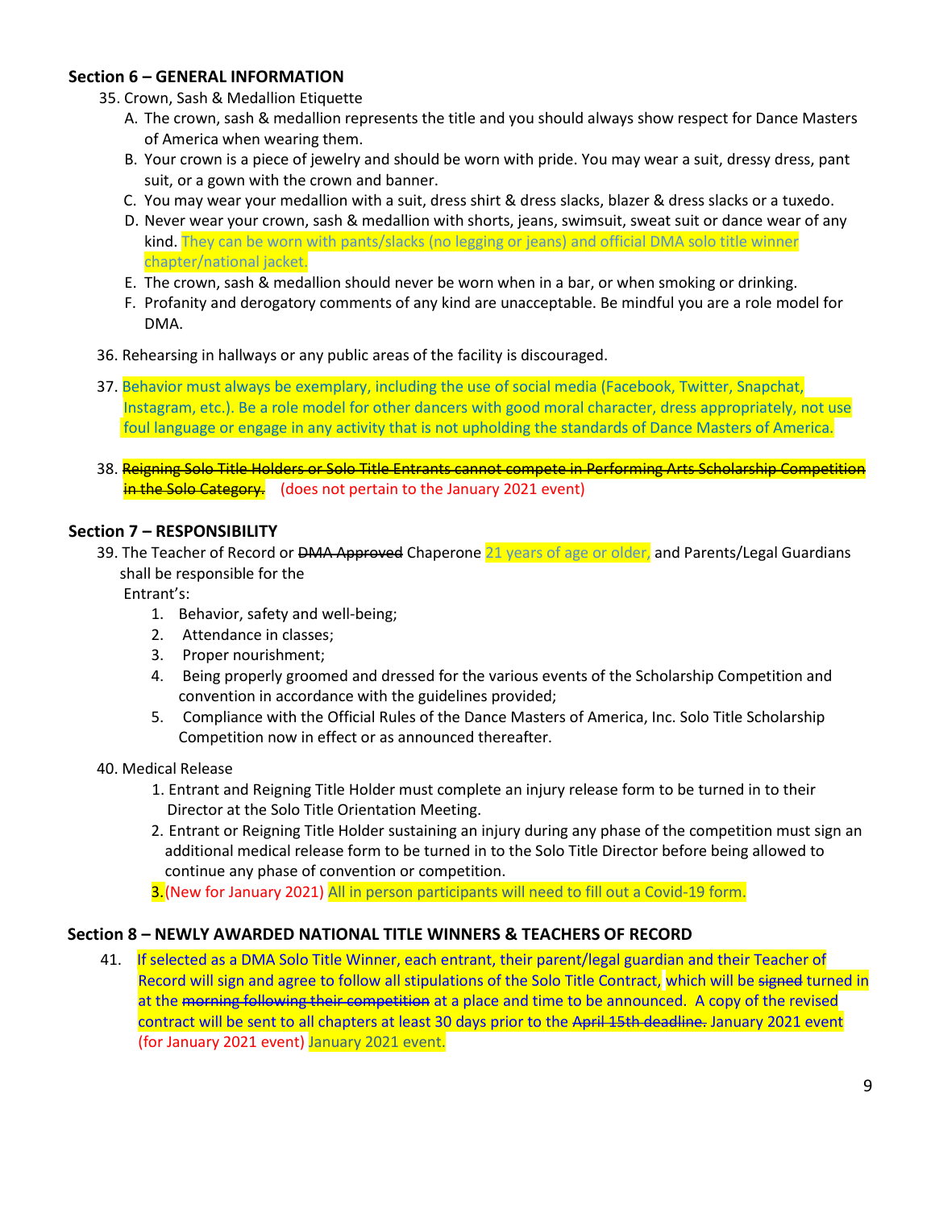**Section 6 – GENERAL INFORMATION**

35. Crown, Sash & Medallion Etiquette
    - A. The crown, sash & medallion represents the title and you should always show respect for Dance Masters of America when wearing them.
    - B. Your crown is a piece of jewelry and should be worn with pride. You may wear a suit, dressy dress, pant suit, or a gown with the crown and banner.
    - C. You may wear your medallion with a suit, dress shirt & dress slacks, blazer & dress slacks or a tuxedo.
    - D. Never wear your crown, sash & medallion with shorts, jeans, swimsuit, sweat suit or dance wear of any kind. They can be worn with pants/slacks (no legging or jeans) and official DMA solo title winner chapter/national jacket.
    - E. The crown, sash & medallion should never be worn when in a bar, or when smoking or drinking.
    - F. Profanity and derogatory comments of any kind are unacceptable. Be mindful you are a role model for DMA.

36. Rehearsing in hallways or any public areas of the facility is discouraged.

37. Behavior must always be exemplary, including the use of social media (Facebook, Twitter, Snapchat, Instagram, etc.). Be a role model for other dancers with good moral character, dress appropriately, not use foul language or engage in any activity that is not upholding the standards of Dance Masters of America.

38. ~~Reigning Solo Title Holders or Solo Title Entrants cannot compete in Performing Arts Scholarship Competition in the Solo Category.~~ (does not pertain to the January 2021 event)

**Section 7 – RESPONSIBILITY**

39. The Teacher of Record or ~~DMA Approved~~ Chaperone 21 years of age or older, and Parents/Legal Guardians shall be responsible for the Entrant's:
    1. Behavior, safety and well-being;
    2. Attendance in classes;
    3. Proper nourishment;
    4. Being properly groomed and dressed for the various events of the Scholarship Competition and convention in accordance with the guidelines provided;
    5. Compliance with the Official Rules of the Dance Masters of America, Inc. Solo Title Scholarship Competition now in effect or as announced thereafter.

40. Medical Release
    1. Entrant and Reigning Title Holder must complete an injury release form to be turned in to their Director at the Solo Title Orientation Meeting.
    2. Entrant or Reigning Title Holder sustaining an injury during any phase of the competition must sign an additional medical release form to be turned in to the Solo Title Director before being allowed to continue any phase of convention or competition.
    3. (New for January 2021) All in person participants will need to fill out a Covid-19 form.

**Section 8 – NEWLY AWARDED NATIONAL TITLE WINNERS & TEACHERS OF RECORD**

41. If selected as a DMA Solo Title Winner, each entrant, their parent/legal guardian and their Teacher of Record will sign and agree to follow all stipulations of the Solo Title Contract, which will be ~~signed~~ turned in at the ~~morning following their competition~~ at a place and time to be announced. A copy of the revised contract will be sent to all chapters at least 30 days prior to the ~~April 15th deadline.~~ January 2021 event (for January 2021 event) January 2021 event.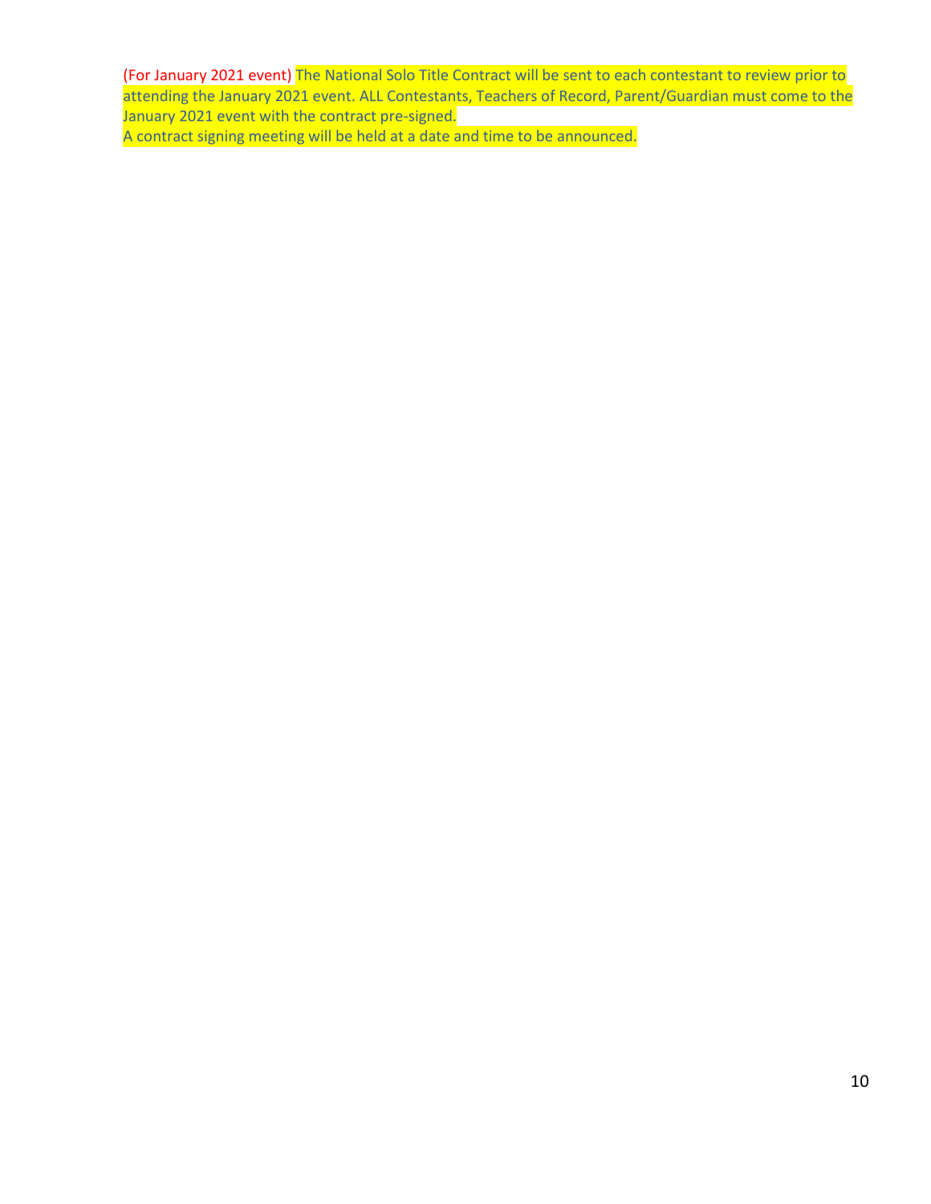(For January 2021 event) The National Solo Title Contract will be sent to each contestant to review prior to attending the January 2021 event. ALL Contestants, Teachers of Record, Parent/Guardian must come to the January 2021 event with the contract pre-signed.
A contract signing meeting will be held at a date and time to be announced.